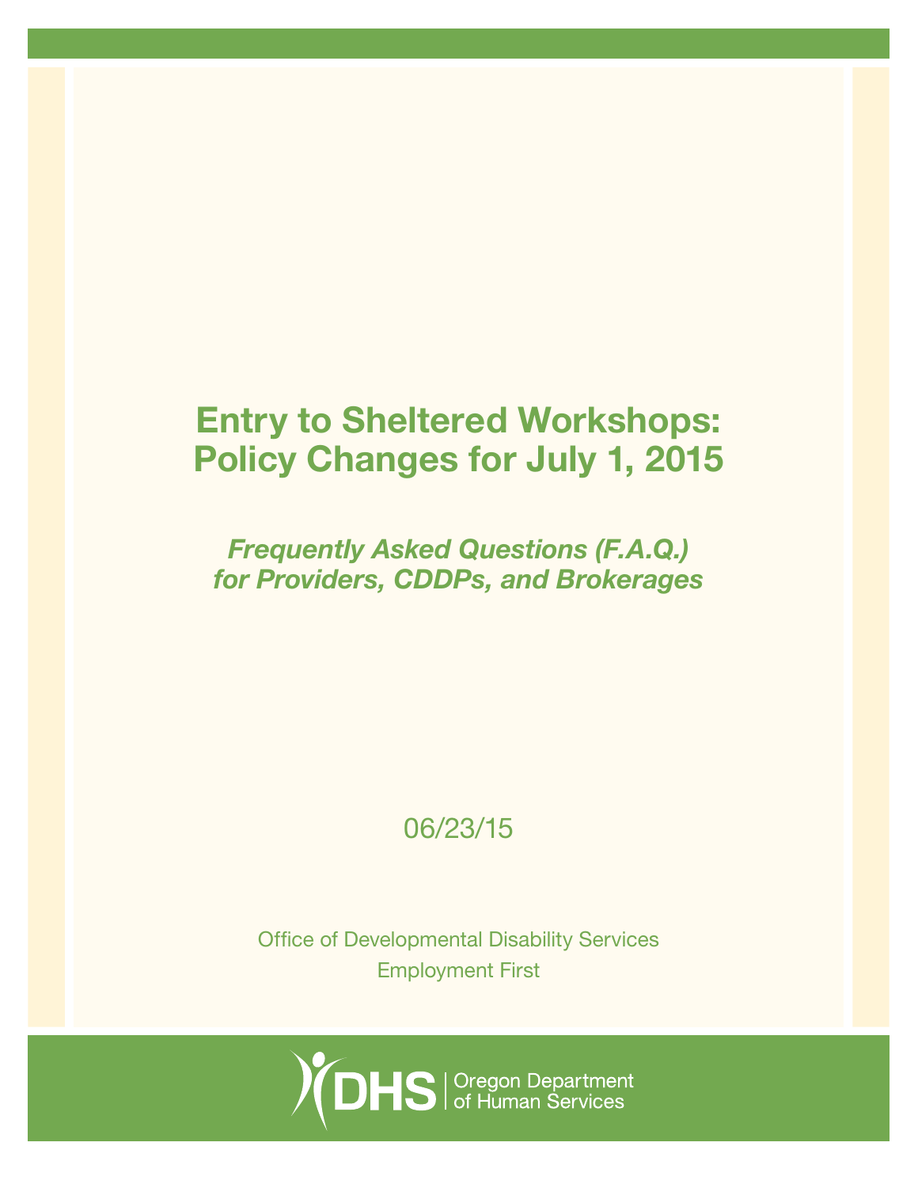# Entry to Sheltered Workshops: Policy Changes for July 1, 2015

***Frequently Asked Questions (F.A.Q.) for Providers, CDDPs, and Brokerages***

06/23/15

Office of Developmental Disability Services

Employment First

DHS | Oregon Department of Human Services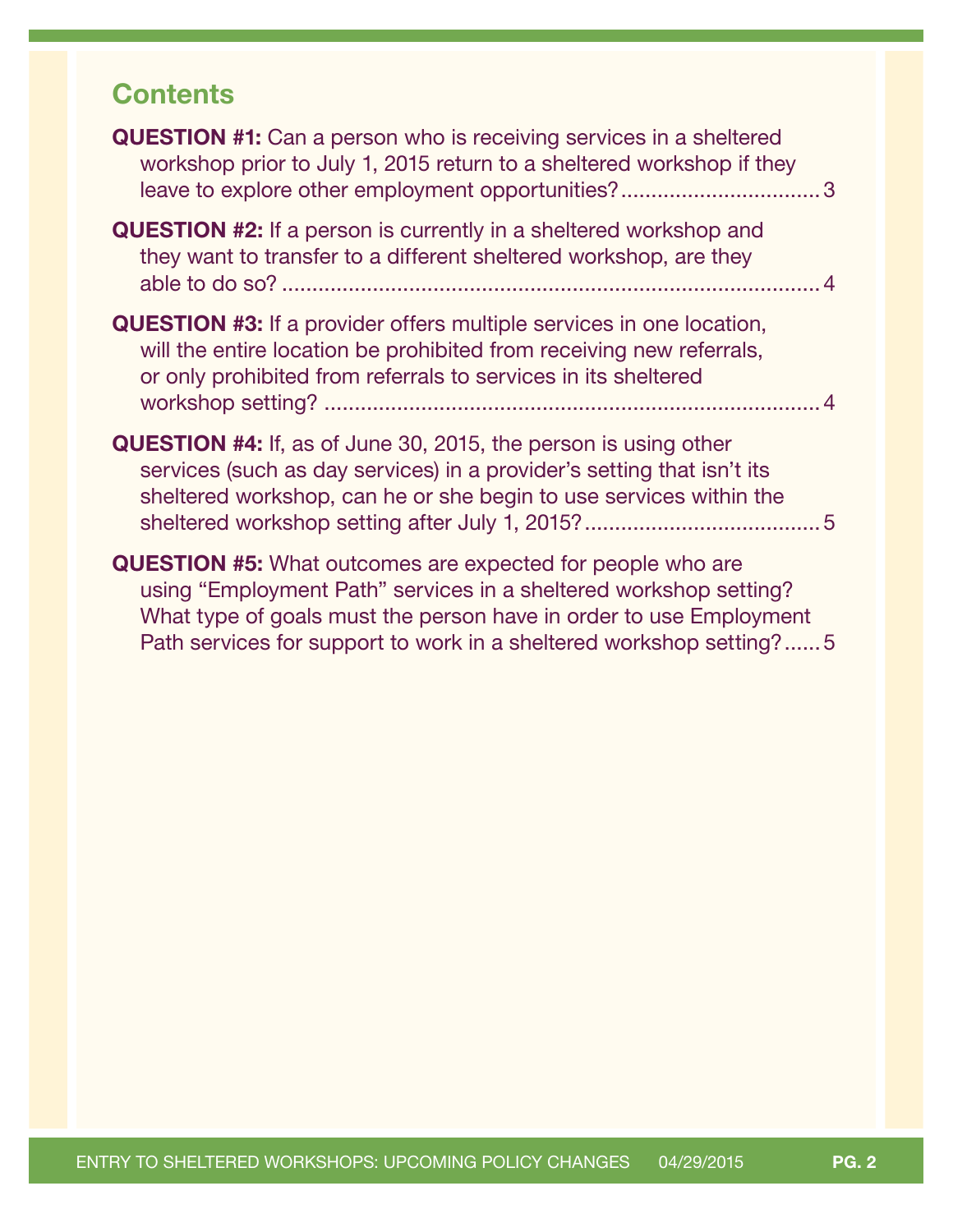## Contents

**QUESTION #1:** Can a person who is receiving services in a sheltered workshop prior to July 1, 2015 return to a sheltered workshop if they leave to explore other employment opportunities? ..... 3

**QUESTION #2:** If a person is currently in a sheltered workshop and they want to transfer to a different sheltered workshop, are they able to do so? ..... 4

**QUESTION #3:** If a provider offers multiple services in one location, will the entire location be prohibited from receiving new referrals, or only prohibited from referrals to services in its sheltered workshop setting? ..... 4

**QUESTION #4:** If, as of June 30, 2015, the person is using other services (such as day services) in a provider's setting that isn't its sheltered workshop, can he or she begin to use services within the sheltered workshop setting after July 1, 2015? ..... 5

**QUESTION #5:** What outcomes are expected for people who are using "Employment Path" services in a sheltered workshop setting? What type of goals must the person have in order to use Employment Path services for support to work in a sheltered workshop setting? ..... 5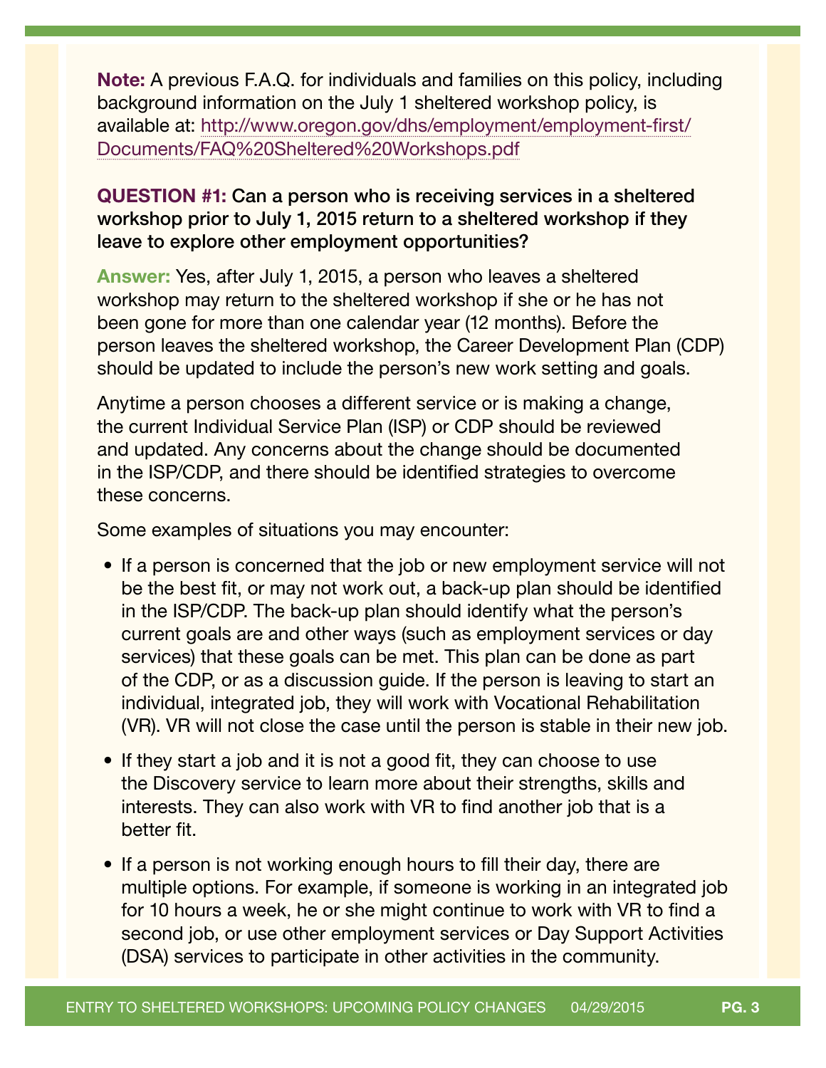**Note:** A previous F.A.Q. for individuals and families on this policy, including background information on the July 1 sheltered workshop policy, is available at: http://www.oregon.gov/dhs/employment/employment-first/Documents/FAQ%20Sheltered%20Workshops.pdf

**QUESTION #1: Can a person who is receiving services in a sheltered workshop prior to July 1, 2015 return to a sheltered workshop if they leave to explore other employment opportunities?**

**Answer:** Yes, after July 1, 2015, a person who leaves a sheltered workshop may return to the sheltered workshop if she or he has not been gone for more than one calendar year (12 months). Before the person leaves the sheltered workshop, the Career Development Plan (CDP) should be updated to include the person's new work setting and goals.

Anytime a person chooses a different service or is making a change, the current Individual Service Plan (ISP) or CDP should be reviewed and updated. Any concerns about the change should be documented in the ISP/CDP, and there should be identified strategies to overcome these concerns.

Some examples of situations you may encounter:

- If a person is concerned that the job or new employment service will not be the best fit, or may not work out, a back-up plan should be identified in the ISP/CDP. The back-up plan should identify what the person's current goals are and other ways (such as employment services or day services) that these goals can be met. This plan can be done as part of the CDP, or as a discussion guide. If the person is leaving to start an individual, integrated job, they will work with Vocational Rehabilitation (VR). VR will not close the case until the person is stable in their new job.
- If they start a job and it is not a good fit, they can choose to use the Discovery service to learn more about their strengths, skills and interests. They can also work with VR to find another job that is a better fit.
- If a person is not working enough hours to fill their day, there are multiple options. For example, if someone is working in an integrated job for 10 hours a week, he or she might continue to work with VR to find a second job, or use other employment services or Day Support Activities (DSA) services to participate in other activities in the community.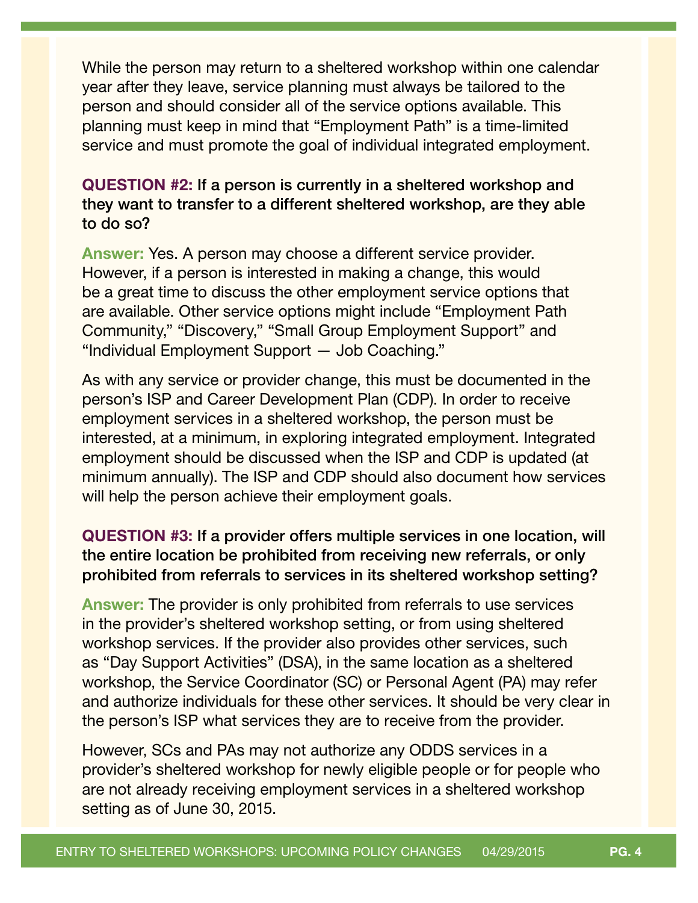While the person may return to a sheltered workshop within one calendar year after they leave, service planning must always be tailored to the person and should consider all of the service options available. This planning must keep in mind that “Employment Path” is a time-limited service and must promote the goal of individual integrated employment.

**QUESTION #2: If a person is currently in a sheltered workshop and they want to transfer to a different sheltered workshop, are they able to do so?**

**Answer:** Yes. A person may choose a different service provider. However, if a person is interested in making a change, this would be a great time to discuss the other employment service options that are available. Other service options might include “Employment Path Community,” “Discovery,” “Small Group Employment Support” and “Individual Employment Support — Job Coaching.”

As with any service or provider change, this must be documented in the person’s ISP and Career Development Plan (CDP). In order to receive employment services in a sheltered workshop, the person must be interested, at a minimum, in exploring integrated employment. Integrated employment should be discussed when the ISP and CDP is updated (at minimum annually). The ISP and CDP should also document how services will help the person achieve their employment goals.

**QUESTION #3: If a provider offers multiple services in one location, will the entire location be prohibited from receiving new referrals, or only prohibited from referrals to services in its sheltered workshop setting?**

**Answer:** The provider is only prohibited from referrals to use services in the provider’s sheltered workshop setting, or from using sheltered workshop services. If the provider also provides other services, such as “Day Support Activities” (DSA), in the same location as a sheltered workshop, the Service Coordinator (SC) or Personal Agent (PA) may refer and authorize individuals for these other services. It should be very clear in the person’s ISP what services they are to receive from the provider.

However, SCs and PAs may not authorize any ODDS services in a provider’s sheltered workshop for newly eligible people or for people who are not already receiving employment services in a sheltered workshop setting as of June 30, 2015.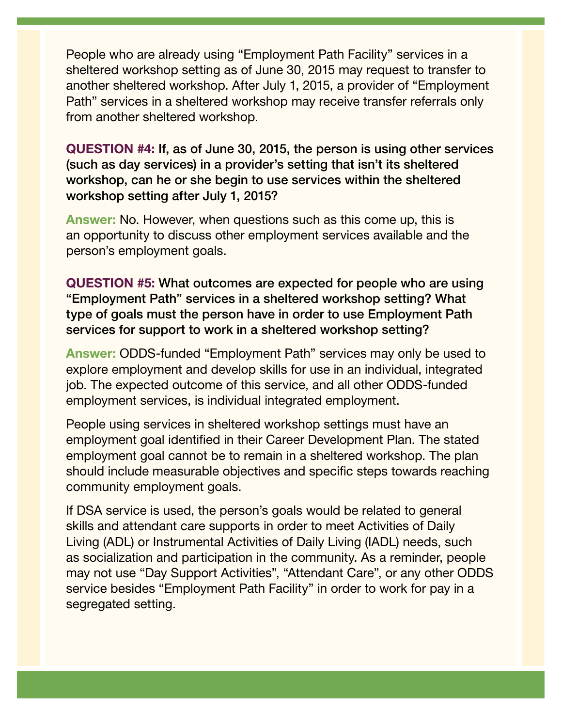People who are already using “Employment Path Facility” services in a sheltered workshop setting as of June 30, 2015 may request to transfer to another sheltered workshop. After July 1, 2015, a provider of “Employment Path” services in a sheltered workshop may receive transfer referrals only from another sheltered workshop.

**QUESTION #4: If, as of June 30, 2015, the person is using other services (such as day services) in a provider’s setting that isn’t its sheltered workshop, can he or she begin to use services within the sheltered workshop setting after July 1, 2015?**

**Answer:** No. However, when questions such as this come up, this is an opportunity to discuss other employment services available and the person’s employment goals.

**QUESTION #5: What outcomes are expected for people who are using “Employment Path” services in a sheltered workshop setting? What type of goals must the person have in order to use Employment Path services for support to work in a sheltered workshop setting?**

**Answer:** ODDS-funded “Employment Path” services may only be used to explore employment and develop skills for use in an individual, integrated job. The expected outcome of this service, and all other ODDS-funded employment services, is individual integrated employment.

People using services in sheltered workshop settings must have an employment goal identified in their Career Development Plan. The stated employment goal cannot be to remain in a sheltered workshop. The plan should include measurable objectives and specific steps towards reaching community employment goals.

If DSA service is used, the person’s goals would be related to general skills and attendant care supports in order to meet Activities of Daily Living (ADL) or Instrumental Activities of Daily Living (IADL) needs, such as socialization and participation in the community. As a reminder, people may not use “Day Support Activities”, “Attendant Care”, or any other ODDS service besides “Employment Path Facility” in order to work for pay in a segregated setting.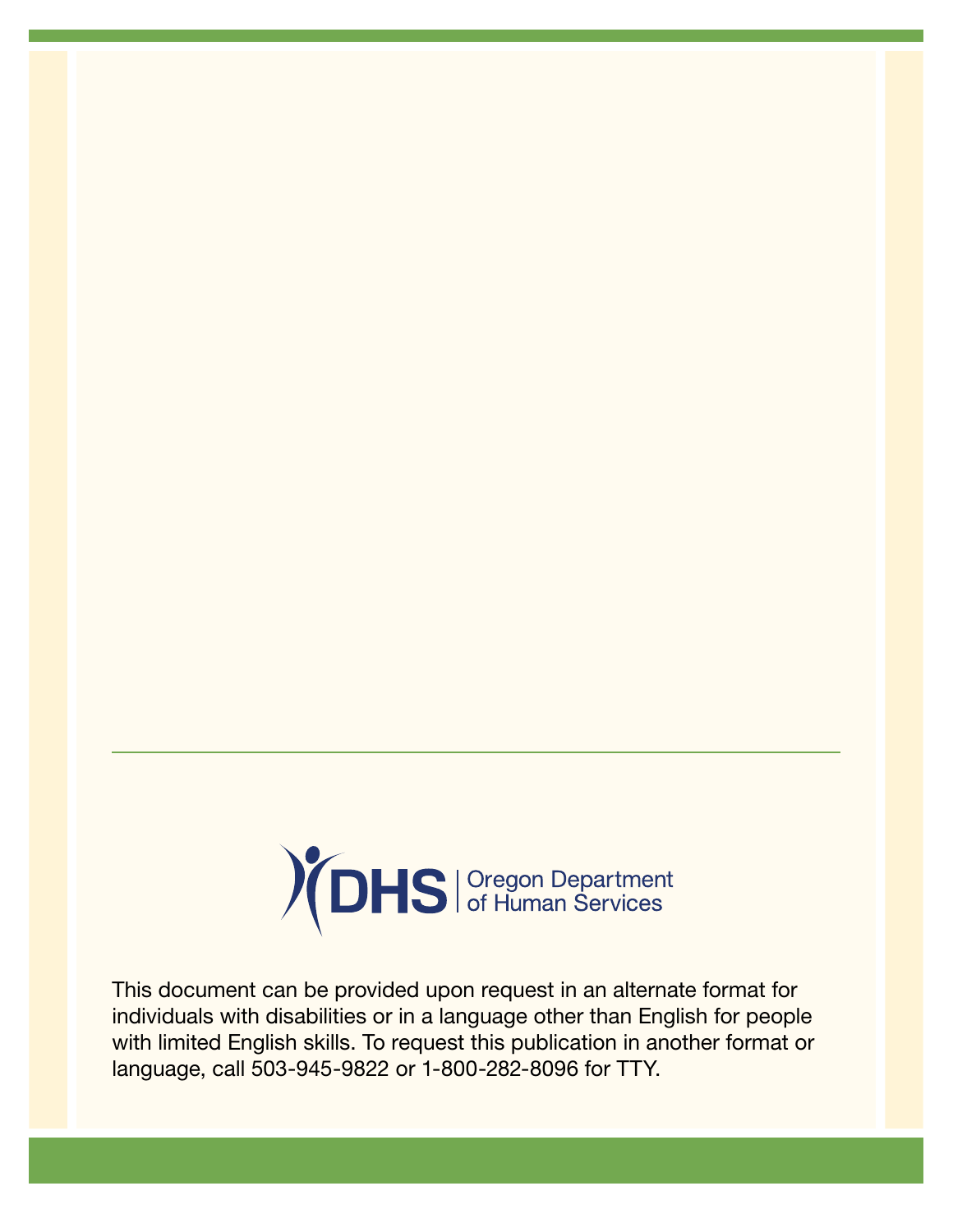DHS | Oregon Department of Human Services

This document can be provided upon request in an alternate format for individuals with disabilities or in a language other than English for people with limited English skills. To request this publication in another format or language, call 503-945-9822 or 1-800-282-8096 for TTY.